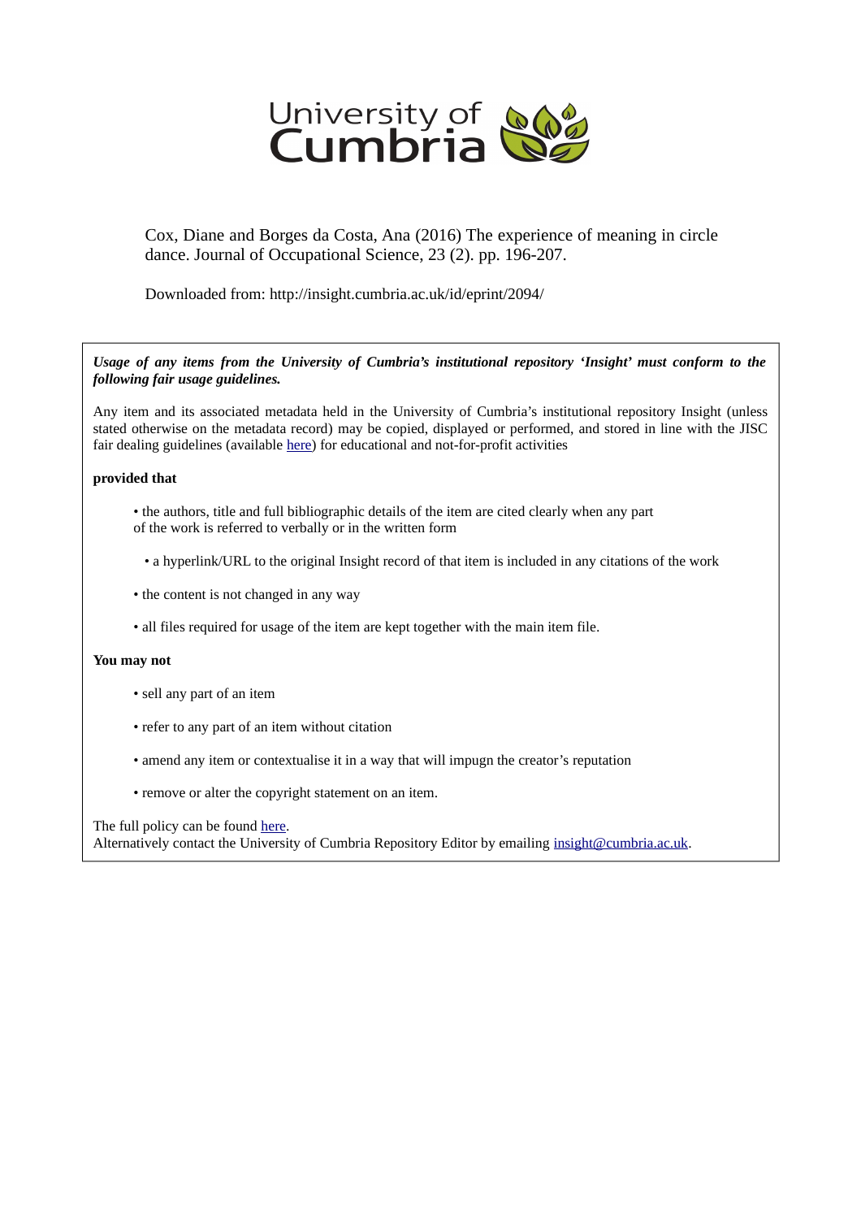University of Cumbria

Cox, Diane and Borges da Costa, Ana (2016) The experience of meaning in circle dance. Journal of Occupational Science, 23 (2). pp. 196-207.

Downloaded from: http://insight.cumbria.ac.uk/id/eprint/2094/

***Usage of any items from the University of Cumbria's institutional repository 'Insight' must conform to the following fair usage guidelines.***

Any item and its associated metadata held in the University of Cumbria's institutional repository Insight (unless stated otherwise on the metadata record) may be copied, displayed or performed, and stored in line with the JISC fair dealing guidelines (available here) for educational and not-for-profit activities

**provided that**

- the authors, title and full bibliographic details of the item are cited clearly when any part of the work is referred to verbally or in the written form
- a hyperlink/URL to the original Insight record of that item is included in any citations of the work
- the content is not changed in any way
- all files required for usage of the item are kept together with the main item file.

**You may not**

- sell any part of an item
- refer to any part of an item without citation
- amend any item or contextualise it in a way that will impugn the creator's reputation
- remove or alter the copyright statement on an item.

The full policy can be found here.
Alternatively contact the University of Cumbria Repository Editor by emailing insight@cumbria.ac.uk.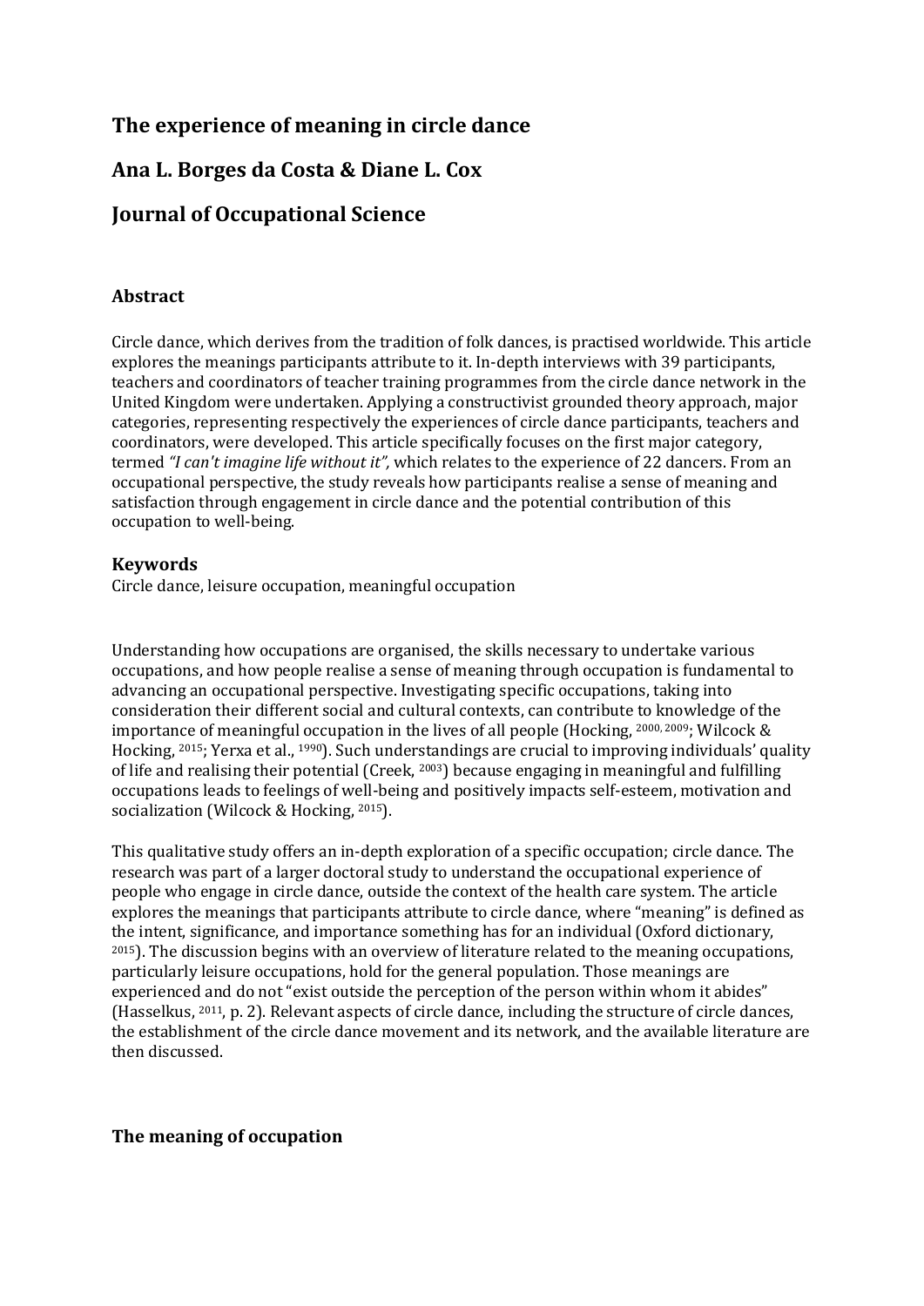## The experience of meaning in circle dance

## Ana L. Borges da Costa & Diane L. Cox

## Journal of Occupational Science

### Abstract

Circle dance, which derives from the tradition of folk dances, is practised worldwide. This article explores the meanings participants attribute to it. In-depth interviews with 39 participants, teachers and coordinators of teacher training programmes from the circle dance network in the United Kingdom were undertaken. Applying a constructivist grounded theory approach, major categories, representing respectively the experiences of circle dance participants, teachers and coordinators, were developed. This article specifically focuses on the first major category, termed *"I can't imagine life without it",* which relates to the experience of 22 dancers. From an occupational perspective, the study reveals how participants realise a sense of meaning and satisfaction through engagement in circle dance and the potential contribution of this occupation to well-being.

### Keywords

Circle dance, leisure occupation, meaningful occupation

Understanding how occupations are organised, the skills necessary to undertake various occupations, and how people realise a sense of meaning through occupation is fundamental to advancing an occupational perspective. Investigating specific occupations, taking into consideration their different social and cultural contexts, can contribute to knowledge of the importance of meaningful occupation in the lives of all people (Hocking, [2000, 2009]; Wilcock & Hocking, [2015]; Yerxa et al., [1990]). Such understandings are crucial to improving individuals' quality of life and realising their potential (Creek, [2003]) because engaging in meaningful and fulfilling occupations leads to feelings of well-being and positively impacts self-esteem, motivation and socialization (Wilcock & Hocking, [2015]).

This qualitative study offers an in-depth exploration of a specific occupation; circle dance. The research was part of a larger doctoral study to understand the occupational experience of people who engage in circle dance, outside the context of the health care system. The article explores the meanings that participants attribute to circle dance, where "meaning" is defined as the intent, significance, and importance something has for an individual (Oxford dictionary, [2015]). The discussion begins with an overview of literature related to the meaning occupations, particularly leisure occupations, hold for the general population. Those meanings are experienced and do not "exist outside the perception of the person within whom it abides" (Hasselkus, [2011], p. 2). Relevant aspects of circle dance, including the structure of circle dances, the establishment of the circle dance movement and its network, and the available literature are then discussed.

### The meaning of occupation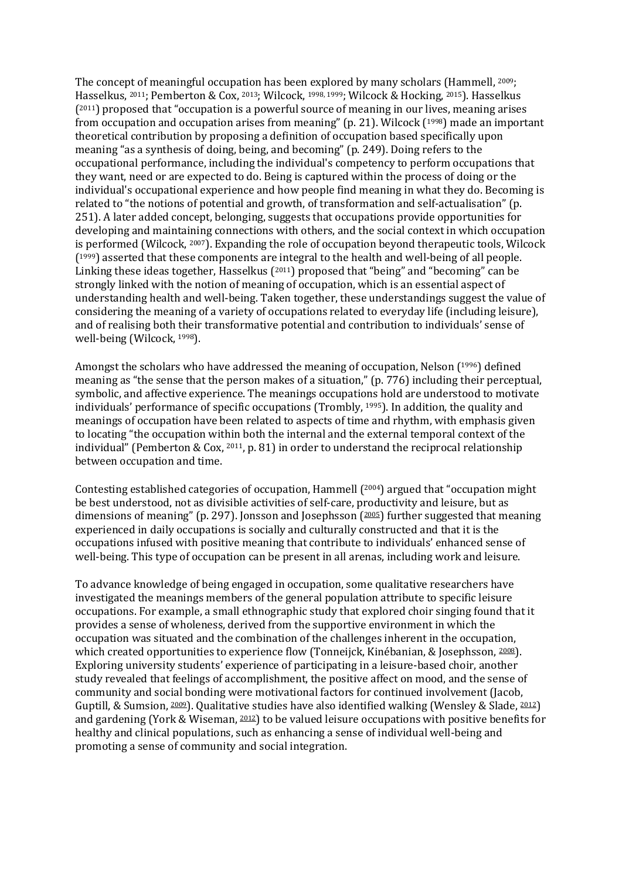The concept of meaningful occupation has been explored by many scholars (Hammell, 2009; Hasselkus, 2011; Pemberton & Cox, 2013; Wilcock, 1998, 1999; Wilcock & Hocking, 2015). Hasselkus (2011) proposed that "occupation is a powerful source of meaning in our lives, meaning arises from occupation and occupation arises from meaning" (p. 21). Wilcock (1998) made an important theoretical contribution by proposing a definition of occupation based specifically upon meaning "as a synthesis of doing, being, and becoming" (p. 249). Doing refers to the occupational performance, including the individual's competency to perform occupations that they want, need or are expected to do. Being is captured within the process of doing or the individual's occupational experience and how people find meaning in what they do. Becoming is related to "the notions of potential and growth, of transformation and self-actualisation" (p. 251). A later added concept, belonging, suggests that occupations provide opportunities for developing and maintaining connections with others, and the social context in which occupation is performed (Wilcock, 2007). Expanding the role of occupation beyond therapeutic tools, Wilcock (1999) asserted that these components are integral to the health and well-being of all people. Linking these ideas together, Hasselkus (2011) proposed that "being" and "becoming" can be strongly linked with the notion of meaning of occupation, which is an essential aspect of understanding health and well-being. Taken together, these understandings suggest the value of considering the meaning of a variety of occupations related to everyday life (including leisure), and of realising both their transformative potential and contribution to individuals' sense of well-being (Wilcock, 1998).

Amongst the scholars who have addressed the meaning of occupation, Nelson (1996) defined meaning as "the sense that the person makes of a situation," (p. 776) including their perceptual, symbolic, and affective experience. The meanings occupations hold are understood to motivate individuals' performance of specific occupations (Trombly, 1995). In addition, the quality and meanings of occupation have been related to aspects of time and rhythm, with emphasis given to locating "the occupation within both the internal and the external temporal context of the individual" (Pemberton & Cox, 2011, p. 81) in order to understand the reciprocal relationship between occupation and time.

Contesting established categories of occupation, Hammell (2004) argued that "occupation might be best understood, not as divisible activities of self-care, productivity and leisure, but as dimensions of meaning" (p. 297). Jonsson and Josephsson (2005) further suggested that meaning experienced in daily occupations is socially and culturally constructed and that it is the occupations infused with positive meaning that contribute to individuals' enhanced sense of well-being. This type of occupation can be present in all arenas, including work and leisure.

To advance knowledge of being engaged in occupation, some qualitative researchers have investigated the meanings members of the general population attribute to specific leisure occupations. For example, a small ethnographic study that explored choir singing found that it provides a sense of wholeness, derived from the supportive environment in which the occupation was situated and the combination of the challenges inherent in the occupation, which created opportunities to experience flow (Tonneijck, Kinébanian, & Josephsson, 2008). Exploring university students' experience of participating in a leisure-based choir, another study revealed that feelings of accomplishment, the positive affect on mood, and the sense of community and social bonding were motivational factors for continued involvement (Jacob, Guptill, & Sumsion, 2009). Qualitative studies have also identified walking (Wensley & Slade, 2012) and gardening (York & Wiseman, 2012) to be valued leisure occupations with positive benefits for healthy and clinical populations, such as enhancing a sense of individual well-being and promoting a sense of community and social integration.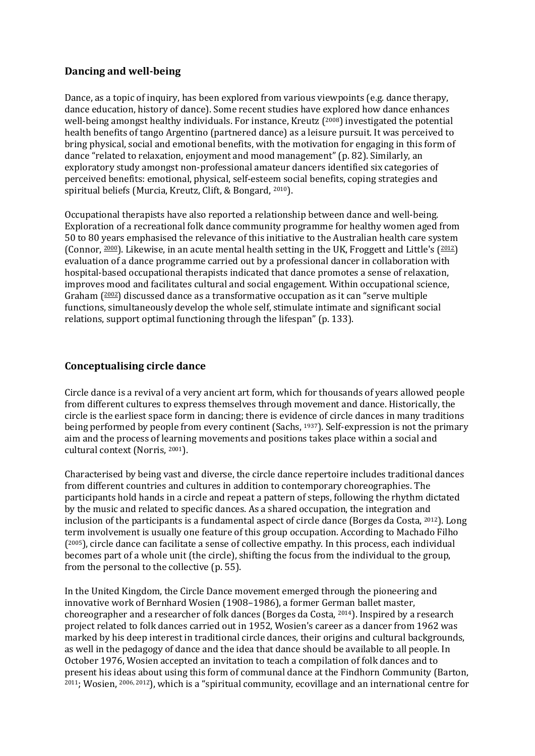## Dancing and well-being

Dance, as a topic of inquiry, has been explored from various viewpoints (e.g. dance therapy, dance education, history of dance). Some recent studies have explored how dance enhances well-being amongst healthy individuals. For instance, Kreutz (2008) investigated the potential health benefits of tango Argentino (partnered dance) as a leisure pursuit. It was perceived to bring physical, social and emotional benefits, with the motivation for engaging in this form of dance "related to relaxation, enjoyment and mood management" (p. 82). Similarly, an exploratory study amongst non-professional amateur dancers identified six categories of perceived benefits: emotional, physical, self-esteem social benefits, coping strategies and spiritual beliefs (Murcia, Kreutz, Clift, & Bongard, 2010).

Occupational therapists have also reported a relationship between dance and well-being. Exploration of a recreational folk dance community programme for healthy women aged from 50 to 80 years emphasised the relevance of this initiative to the Australian health care system (Connor, 2000). Likewise, in an acute mental health setting in the UK, Froggett and Little's (2012) evaluation of a dance programme carried out by a professional dancer in collaboration with hospital-based occupational therapists indicated that dance promotes a sense of relaxation, improves mood and facilitates cultural and social engagement. Within occupational science, Graham (2002) discussed dance as a transformative occupation as it can "serve multiple functions, simultaneously develop the whole self, stimulate intimate and significant social relations, support optimal functioning through the lifespan" (p. 133).

## Conceptualising circle dance

Circle dance is a revival of a very ancient art form, which for thousands of years allowed people from different cultures to express themselves through movement and dance. Historically, the circle is the earliest space form in dancing; there is evidence of circle dances in many traditions being performed by people from every continent (Sachs, 1937). Self-expression is not the primary aim and the process of learning movements and positions takes place within a social and cultural context (Norris, 2001).

Characterised by being vast and diverse, the circle dance repertoire includes traditional dances from different countries and cultures in addition to contemporary choreographies. The participants hold hands in a circle and repeat a pattern of steps, following the rhythm dictated by the music and related to specific dances. As a shared occupation, the integration and inclusion of the participants is a fundamental aspect of circle dance (Borges da Costa, 2012). Long term involvement is usually one feature of this group occupation. According to Machado Filho (2005), circle dance can facilitate a sense of collective empathy. In this process, each individual becomes part of a whole unit (the circle), shifting the focus from the individual to the group, from the personal to the collective (p. 55).

In the United Kingdom, the Circle Dance movement emerged through the pioneering and innovative work of Bernhard Wosien (1908–1986), a former German ballet master, choreographer and a researcher of folk dances (Borges da Costa, 2014). Inspired by a research project related to folk dances carried out in 1952, Wosien's career as a dancer from 1962 was marked by his deep interest in traditional circle dances, their origins and cultural backgrounds, as well in the pedagogy of dance and the idea that dance should be available to all people. In October 1976, Wosien accepted an invitation to teach a compilation of folk dances and to present his ideas about using this form of communal dance at the Findhorn Community (Barton, 2011; Wosien, 2006, 2012), which is a "spiritual community, ecovillage and an international centre for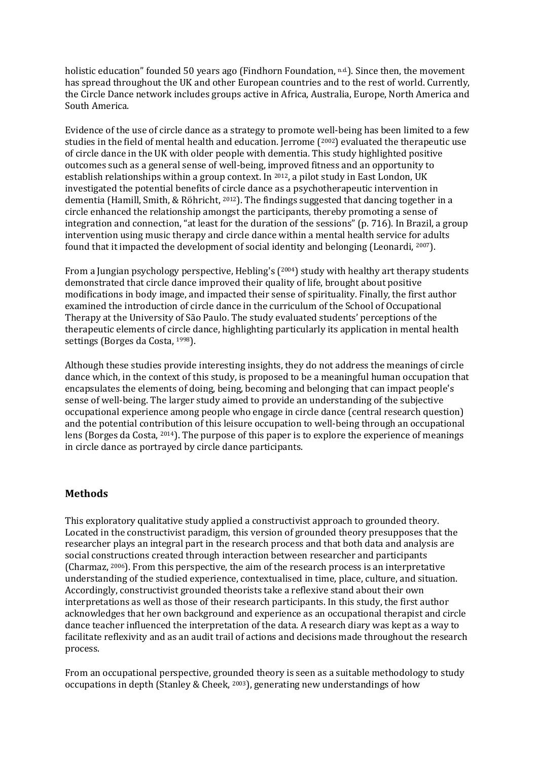holistic education" founded 50 years ago (Findhorn Foundation, n.d.). Since then, the movement has spread throughout the UK and other European countries and to the rest of world. Currently, the Circle Dance network includes groups active in Africa, Australia, Europe, North America and South America.

Evidence of the use of circle dance as a strategy to promote well-being has been limited to a few studies in the field of mental health and education. Jerrome (2002) evaluated the therapeutic use of circle dance in the UK with older people with dementia. This study highlighted positive outcomes such as a general sense of well-being, improved fitness and an opportunity to establish relationships within a group context. In 2012, a pilot study in East London, UK investigated the potential benefits of circle dance as a psychotherapeutic intervention in dementia (Hamill, Smith, & Röhricht, 2012). The findings suggested that dancing together in a circle enhanced the relationship amongst the participants, thereby promoting a sense of integration and connection, "at least for the duration of the sessions" (p. 716). In Brazil, a group intervention using music therapy and circle dance within a mental health service for adults found that it impacted the development of social identity and belonging (Leonardi, 2007).

From a Jungian psychology perspective, Hebling's (2004) study with healthy art therapy students demonstrated that circle dance improved their quality of life, brought about positive modifications in body image, and impacted their sense of spirituality. Finally, the first author examined the introduction of circle dance in the curriculum of the School of Occupational Therapy at the University of São Paulo. The study evaluated students' perceptions of the therapeutic elements of circle dance, highlighting particularly its application in mental health settings (Borges da Costa, 1998).

Although these studies provide interesting insights, they do not address the meanings of circle dance which, in the context of this study, is proposed to be a meaningful human occupation that encapsulates the elements of doing, being, becoming and belonging that can impact people's sense of well-being. The larger study aimed to provide an understanding of the subjective occupational experience among people who engage in circle dance (central research question) and the potential contribution of this leisure occupation to well-being through an occupational lens (Borges da Costa, 2014). The purpose of this paper is to explore the experience of meanings in circle dance as portrayed by circle dance participants.

## Methods

This exploratory qualitative study applied a constructivist approach to grounded theory. Located in the constructivist paradigm, this version of grounded theory presupposes that the researcher plays an integral part in the research process and that both data and analysis are social constructions created through interaction between researcher and participants (Charmaz, 2006). From this perspective, the aim of the research process is an interpretative understanding of the studied experience, contextualised in time, place, culture, and situation. Accordingly, constructivist grounded theorists take a reflexive stand about their own interpretations as well as those of their research participants. In this study, the first author acknowledges that her own background and experience as an occupational therapist and circle dance teacher influenced the interpretation of the data. A research diary was kept as a way to facilitate reflexivity and as an audit trail of actions and decisions made throughout the research process.

From an occupational perspective, grounded theory is seen as a suitable methodology to study occupations in depth (Stanley & Cheek, 2003), generating new understandings of how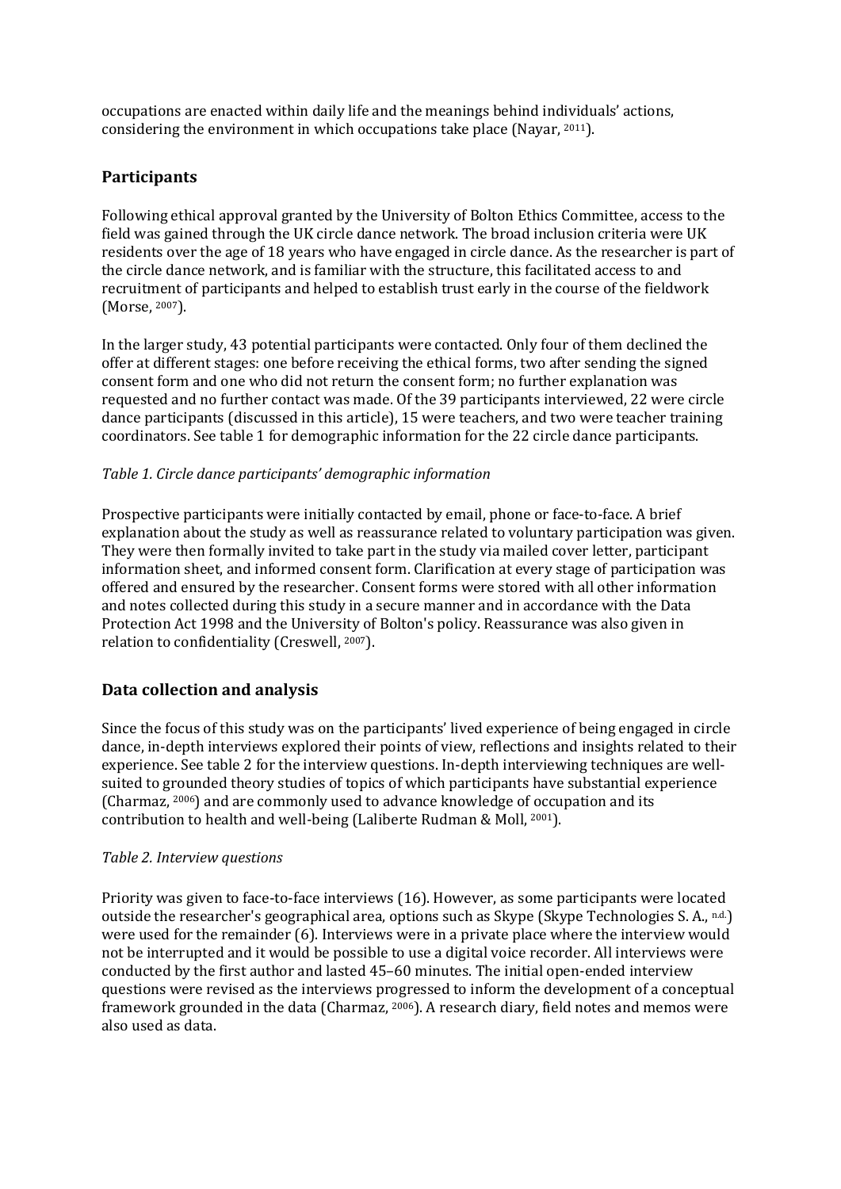occupations are enacted within daily life and the meanings behind individuals' actions, considering the environment in which occupations take place (Nayar, 2011).

## Participants

Following ethical approval granted by the University of Bolton Ethics Committee, access to the field was gained through the UK circle dance network. The broad inclusion criteria were UK residents over the age of 18 years who have engaged in circle dance. As the researcher is part of the circle dance network, and is familiar with the structure, this facilitated access to and recruitment of participants and helped to establish trust early in the course of the fieldwork (Morse, 2007).

In the larger study, 43 potential participants were contacted. Only four of them declined the offer at different stages: one before receiving the ethical forms, two after sending the signed consent form and one who did not return the consent form; no further explanation was requested and no further contact was made. Of the 39 participants interviewed, 22 were circle dance participants (discussed in this article), 15 were teachers, and two were teacher training coordinators. See table 1 for demographic information for the 22 circle dance participants.

*Table 1. Circle dance participants' demographic information*

Prospective participants were initially contacted by email, phone or face-to-face. A brief explanation about the study as well as reassurance related to voluntary participation was given. They were then formally invited to take part in the study via mailed cover letter, participant information sheet, and informed consent form. Clarification at every stage of participation was offered and ensured by the researcher. Consent forms were stored with all other information and notes collected during this study in a secure manner and in accordance with the Data Protection Act 1998 and the University of Bolton's policy. Reassurance was also given in relation to confidentiality (Creswell, 2007).

## Data collection and analysis

Since the focus of this study was on the participants' lived experience of being engaged in circle dance, in-depth interviews explored their points of view, reflections and insights related to their experience. See table 2 for the interview questions. In-depth interviewing techniques are well-suited to grounded theory studies of topics of which participants have substantial experience (Charmaz, 2006) and are commonly used to advance knowledge of occupation and its contribution to health and well-being (Laliberte Rudman & Moll, 2001).

*Table 2. Interview questions*

Priority was given to face-to-face interviews (16). However, as some participants were located outside the researcher's geographical area, options such as Skype (Skype Technologies S. A., n.d.) were used for the remainder (6). Interviews were in a private place where the interview would not be interrupted and it would be possible to use a digital voice recorder. All interviews were conducted by the first author and lasted 45–60 minutes. The initial open-ended interview questions were revised as the interviews progressed to inform the development of a conceptual framework grounded in the data (Charmaz, 2006). A research diary, field notes and memos were also used as data.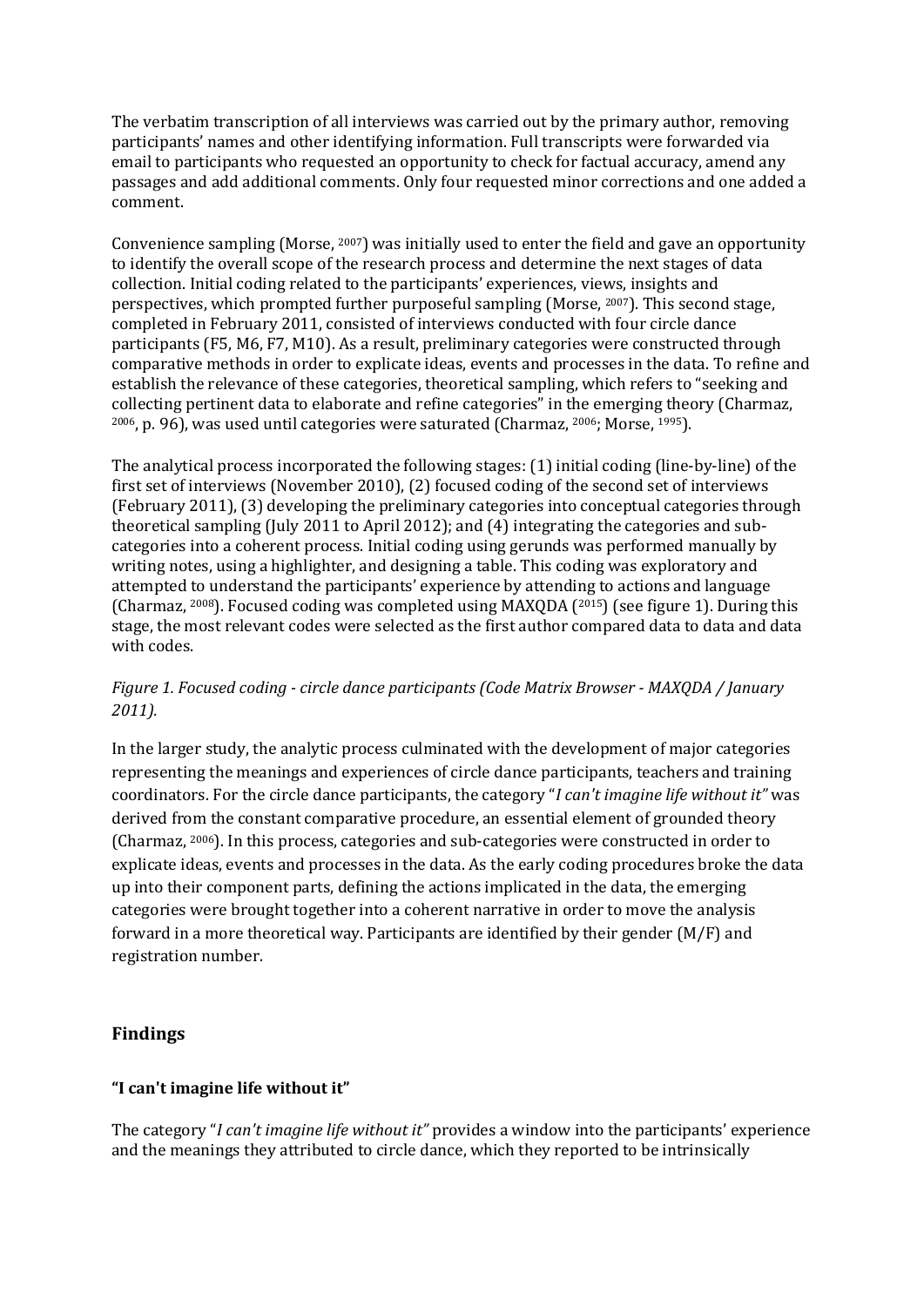The verbatim transcription of all interviews was carried out by the primary author, removing participants' names and other identifying information. Full transcripts were forwarded via email to participants who requested an opportunity to check for factual accuracy, amend any passages and add additional comments. Only four requested minor corrections and one added a comment.

Convenience sampling (Morse, [2007]) was initially used to enter the field and gave an opportunity to identify the overall scope of the research process and determine the next stages of data collection. Initial coding related to the participants' experiences, views, insights and perspectives, which prompted further purposeful sampling (Morse, [2007]). This second stage, completed in February 2011, consisted of interviews conducted with four circle dance participants (F5, M6, F7, M10). As a result, preliminary categories were constructed through comparative methods in order to explicate ideas, events and processes in the data. To refine and establish the relevance of these categories, theoretical sampling, which refers to "seeking and collecting pertinent data to elaborate and refine categories" in the emerging theory (Charmaz, [2006], p. 96), was used until categories were saturated (Charmaz, [2006]; Morse, [1995]).

The analytical process incorporated the following stages: (1) initial coding (line-by-line) of the first set of interviews (November 2010), (2) focused coding of the second set of interviews (February 2011), (3) developing the preliminary categories into conceptual categories through theoretical sampling (July 2011 to April 2012); and (4) integrating the categories and sub-categories into a coherent process. Initial coding using gerunds was performed manually by writing notes, using a highlighter, and designing a table. This coding was exploratory and attempted to understand the participants' experience by attending to actions and language (Charmaz, [2008]). Focused coding was completed using MAXQDA ([2015]) (see figure 1). During this stage, the most relevant codes were selected as the first author compared data to data and data with codes.

*Figure 1. Focused coding - circle dance participants (Code Matrix Browser - MAXQDA / January 2011).*

In the larger study, the analytic process culminated with the development of major categories representing the meanings and experiences of circle dance participants, teachers and training coordinators. For the circle dance participants, the category "*I can't imagine life without it"* was derived from the constant comparative procedure, an essential element of grounded theory (Charmaz, [2006]). In this process, categories and sub-categories were constructed in order to explicate ideas, events and processes in the data. As the early coding procedures broke the data up into their component parts, defining the actions implicated in the data, the emerging categories were brought together into a coherent narrative in order to move the analysis forward in a more theoretical way. Participants are identified by their gender (M/F) and registration number.

## Findings

### "I can't imagine life without it"

The category "*I can't imagine life without it"* provides a window into the participants' experience and the meanings they attributed to circle dance, which they reported to be intrinsically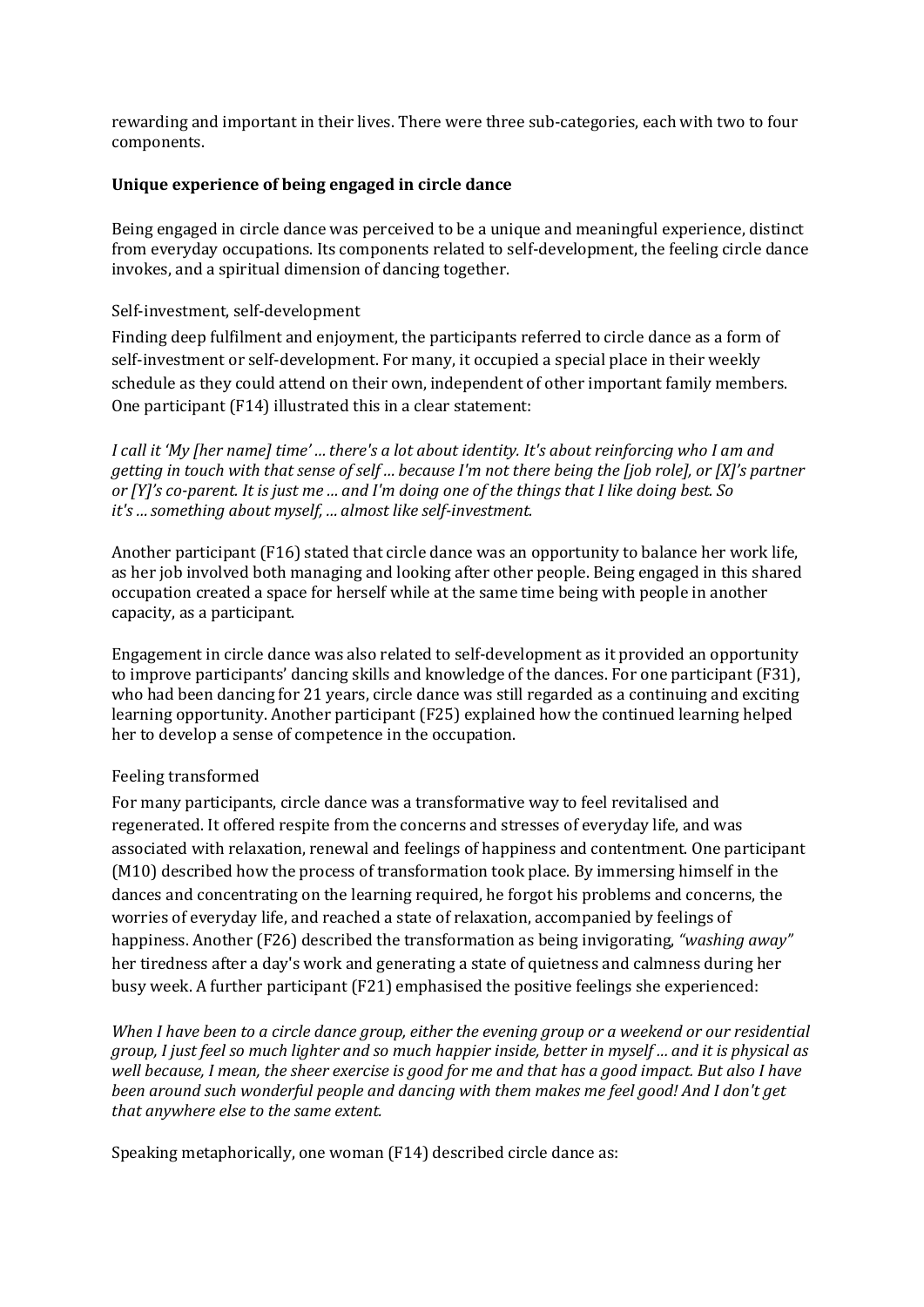rewarding and important in their lives. There were three sub-categories, each with two to four components.

## Unique experience of being engaged in circle dance

Being engaged in circle dance was perceived to be a unique and meaningful experience, distinct from everyday occupations. Its components related to self-development, the feeling circle dance invokes, and a spiritual dimension of dancing together.

### Self-investment, self-development

Finding deep fulfilment and enjoyment, the participants referred to circle dance as a form of self-investment or self-development. For many, it occupied a special place in their weekly schedule as they could attend on their own, independent of other important family members. One participant (F14) illustrated this in a clear statement:

*I call it 'My [her name] time' … there's a lot about identity. It's about reinforcing who I am and getting in touch with that sense of self … because I'm not there being the [job role], or [X]'s partner or [Y]'s co-parent. It is just me … and I'm doing one of the things that I like doing best. So it's … something about myself, … almost like self-investment.*

Another participant (F16) stated that circle dance was an opportunity to balance her work life, as her job involved both managing and looking after other people. Being engaged in this shared occupation created a space for herself while at the same time being with people in another capacity, as a participant.

Engagement in circle dance was also related to self-development as it provided an opportunity to improve participants' dancing skills and knowledge of the dances. For one participant (F31), who had been dancing for 21 years, circle dance was still regarded as a continuing and exciting learning opportunity. Another participant (F25) explained how the continued learning helped her to develop a sense of competence in the occupation.

### Feeling transformed

For many participants, circle dance was a transformative way to feel revitalised and regenerated. It offered respite from the concerns and stresses of everyday life, and was associated with relaxation, renewal and feelings of happiness and contentment. One participant (M10) described how the process of transformation took place. By immersing himself in the dances and concentrating on the learning required, he forgot his problems and concerns, the worries of everyday life, and reached a state of relaxation, accompanied by feelings of happiness. Another (F26) described the transformation as being invigorating, *"washing away"* her tiredness after a day's work and generating a state of quietness and calmness during her busy week. A further participant (F21) emphasised the positive feelings she experienced:

*When I have been to a circle dance group, either the evening group or a weekend or our residential group, I just feel so much lighter and so much happier inside, better in myself … and it is physical as well because, I mean, the sheer exercise is good for me and that has a good impact. But also I have been around such wonderful people and dancing with them makes me feel good! And I don't get that anywhere else to the same extent.*

Speaking metaphorically, one woman (F14) described circle dance as: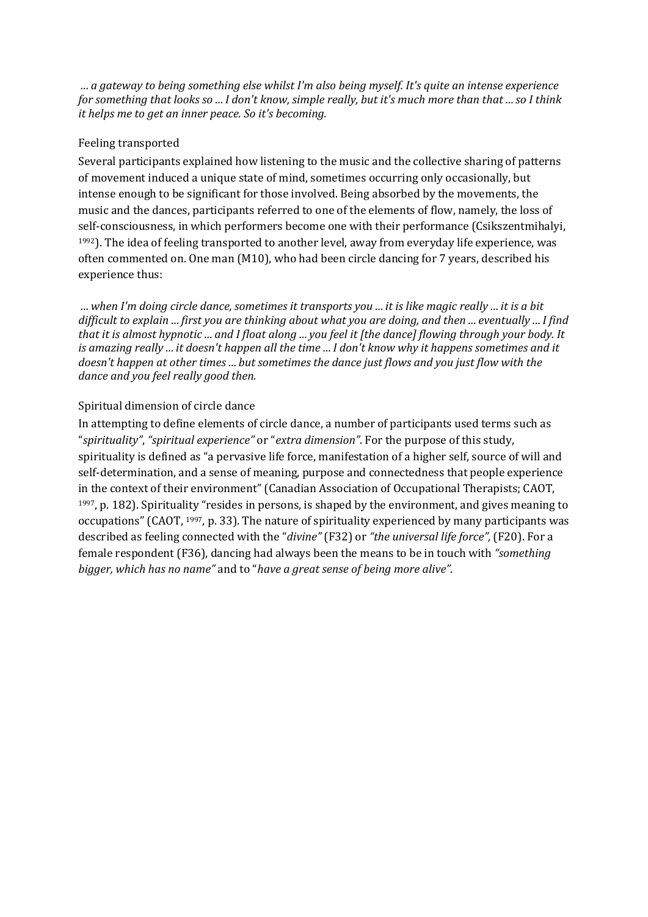*… a gateway to being something else whilst I'm also being myself. It's quite an intense experience for something that looks so … I don't know, simple really, but it's much more than that … so I think it helps me to get an inner peace. So it's becoming.*

### Feeling transported

Several participants explained how listening to the music and the collective sharing of patterns of movement induced a unique state of mind, sometimes occurring only occasionally, but intense enough to be significant for those involved. Being absorbed by the movements, the music and the dances, participants referred to one of the elements of flow, namely, the loss of self-consciousness, in which performers become one with their performance (Csikszentmihalyi, 1992). The idea of feeling transported to another level, away from everyday life experience, was often commented on. One man (M10), who had been circle dancing for 7 years, described his experience thus:

*… when I'm doing circle dance, sometimes it transports you … it is like magic really … it is a bit difficult to explain … first you are thinking about what you are doing, and then … eventually … I find that it is almost hypnotic … and I float along … you feel it [the dance] flowing through your body. It is amazing really … it doesn't happen all the time … I don't know why it happens sometimes and it doesn't happen at other times … but sometimes the dance just flows and you just flow with the dance and you feel really good then.*

### Spiritual dimension of circle dance

In attempting to define elements of circle dance, a number of participants used terms such as "*spirituality"*, *"spiritual experience"* or "*extra dimension"*. For the purpose of this study, spirituality is defined as "a pervasive life force, manifestation of a higher self, source of will and self-determination, and a sense of meaning, purpose and connectedness that people experience in the context of their environment" (Canadian Association of Occupational Therapists; CAOT, 1997, p. 182). Spirituality "resides in persons, is shaped by the environment, and gives meaning to occupations" (CAOT, 1997, p. 33). The nature of spirituality experienced by many participants was described as feeling connected with the "*divine"* (F32) or *"the universal life force",* (F20). For a female respondent (F36), dancing had always been the means to be in touch with *"something bigger, which has no name"* and to "*have a great sense of being more alive"*.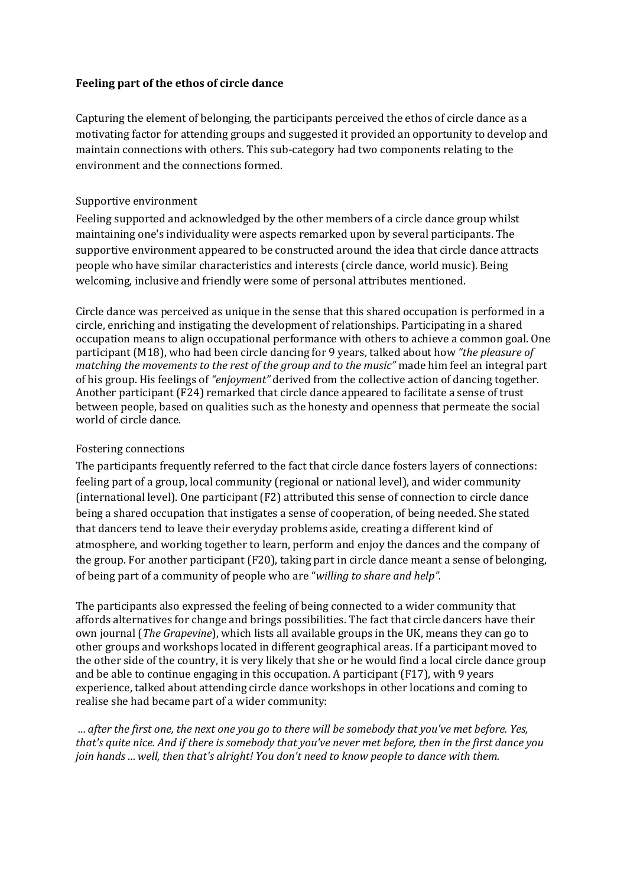**Feeling part of the ethos of circle dance**

Capturing the element of belonging, the participants perceived the ethos of circle dance as a motivating factor for attending groups and suggested it provided an opportunity to develop and maintain connections with others. This sub-category had two components relating to the environment and the connections formed.

Supportive environment

Feeling supported and acknowledged by the other members of a circle dance group whilst maintaining one's individuality were aspects remarked upon by several participants. The supportive environment appeared to be constructed around the idea that circle dance attracts people who have similar characteristics and interests (circle dance, world music). Being welcoming, inclusive and friendly were some of personal attributes mentioned.

Circle dance was perceived as unique in the sense that this shared occupation is performed in a circle, enriching and instigating the development of relationships. Participating in a shared occupation means to align occupational performance with others to achieve a common goal. One participant (M18), who had been circle dancing for 9 years, talked about how *"the pleasure of matching the movements to the rest of the group and to the music"* made him feel an integral part of his group. His feelings of *"enjoyment"* derived from the collective action of dancing together. Another participant (F24) remarked that circle dance appeared to facilitate a sense of trust between people, based on qualities such as the honesty and openness that permeate the social world of circle dance.

Fostering connections

The participants frequently referred to the fact that circle dance fosters layers of connections: feeling part of a group, local community (regional or national level), and wider community (international level). One participant (F2) attributed this sense of connection to circle dance being a shared occupation that instigates a sense of cooperation, of being needed. She stated that dancers tend to leave their everyday problems aside, creating a different kind of atmosphere, and working together to learn, perform and enjoy the dances and the company of the group. For another participant (F20), taking part in circle dance meant a sense of belonging, of being part of a community of people who are "*willing to share and help"*.

The participants also expressed the feeling of being connected to a wider community that affords alternatives for change and brings possibilities. The fact that circle dancers have their own journal (*The Grapevine*), which lists all available groups in the UK, means they can go to other groups and workshops located in different geographical areas. If a participant moved to the other side of the country, it is very likely that she or he would find a local circle dance group and be able to continue engaging in this occupation. A participant (F17), with 9 years experience, talked about attending circle dance workshops in other locations and coming to realise she had became part of a wider community:

*... after the first one, the next one you go to there will be somebody that you've met before. Yes, that's quite nice. And if there is somebody that you've never met before, then in the first dance you join hands ... well, then that's alright! You don't need to know people to dance with them.*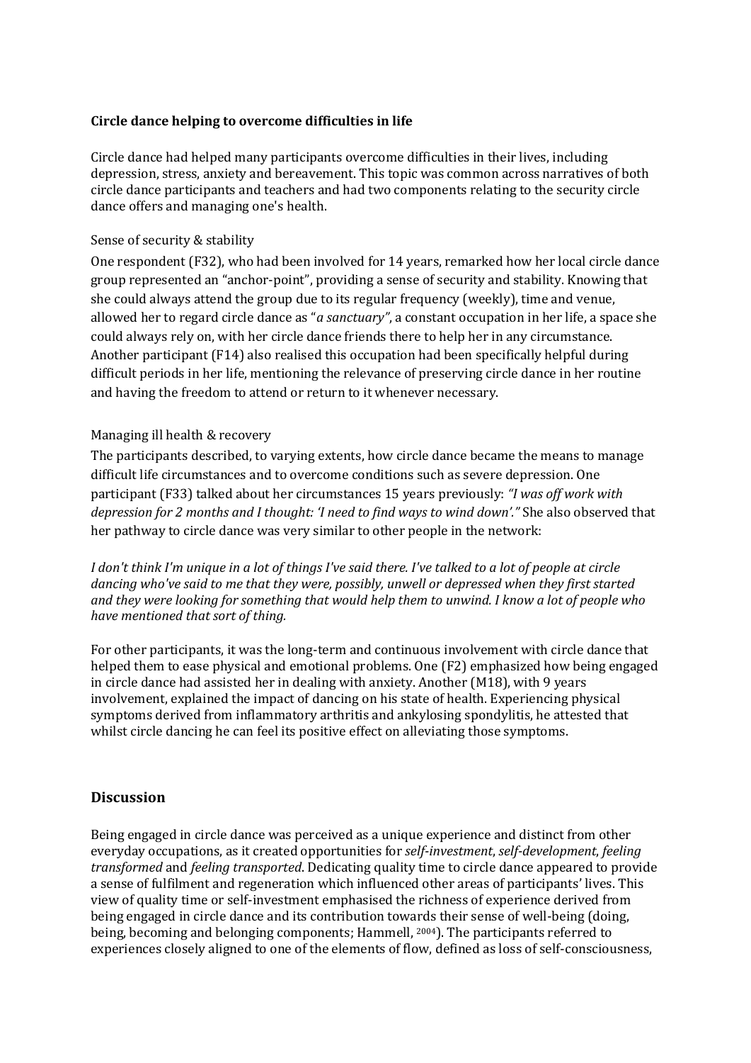**Circle dance helping to overcome difficulties in life**

Circle dance had helped many participants overcome difficulties in their lives, including depression, stress, anxiety and bereavement. This topic was common across narratives of both circle dance participants and teachers and had two components relating to the security circle dance offers and managing one's health.

### Sense of security & stability

One respondent (F32), who had been involved for 14 years, remarked how her local circle dance group represented an "anchor-point", providing a sense of security and stability. Knowing that she could always attend the group due to its regular frequency (weekly), time and venue, allowed her to regard circle dance as "*a sanctuary"*, a constant occupation in her life, a space she could always rely on, with her circle dance friends there to help her in any circumstance. Another participant (F14) also realised this occupation had been specifically helpful during difficult periods in her life, mentioning the relevance of preserving circle dance in her routine and having the freedom to attend or return to it whenever necessary.

### Managing ill health & recovery

The participants described, to varying extents, how circle dance became the means to manage difficult life circumstances and to overcome conditions such as severe depression. One participant (F33) talked about her circumstances 15 years previously: *"I was off work with depression for 2 months and I thought: 'I need to find ways to wind down'."* She also observed that her pathway to circle dance was very similar to other people in the network:

*I don't think I'm unique in a lot of things I've said there. I've talked to a lot of people at circle dancing who've said to me that they were, possibly, unwell or depressed when they first started and they were looking for something that would help them to unwind. I know a lot of people who have mentioned that sort of thing.*

For other participants, it was the long-term and continuous involvement with circle dance that helped them to ease physical and emotional problems. One (F2) emphasized how being engaged in circle dance had assisted her in dealing with anxiety. Another (M18), with 9 years involvement, explained the impact of dancing on his state of health. Experiencing physical symptoms derived from inflammatory arthritis and ankylosing spondylitis, he attested that whilst circle dancing he can feel its positive effect on alleviating those symptoms.

## Discussion

Being engaged in circle dance was perceived as a unique experience and distinct from other everyday occupations, as it created opportunities for *self-investment*, *self-development*, *feeling transformed* and *feeling transported*. Dedicating quality time to circle dance appeared to provide a sense of fulfilment and regeneration which influenced other areas of participants' lives. This view of quality time or self-investment emphasised the richness of experience derived from being engaged in circle dance and its contribution towards their sense of well-being (doing, being, becoming and belonging components; Hammell, 2004). The participants referred to experiences closely aligned to one of the elements of flow, defined as loss of self-consciousness,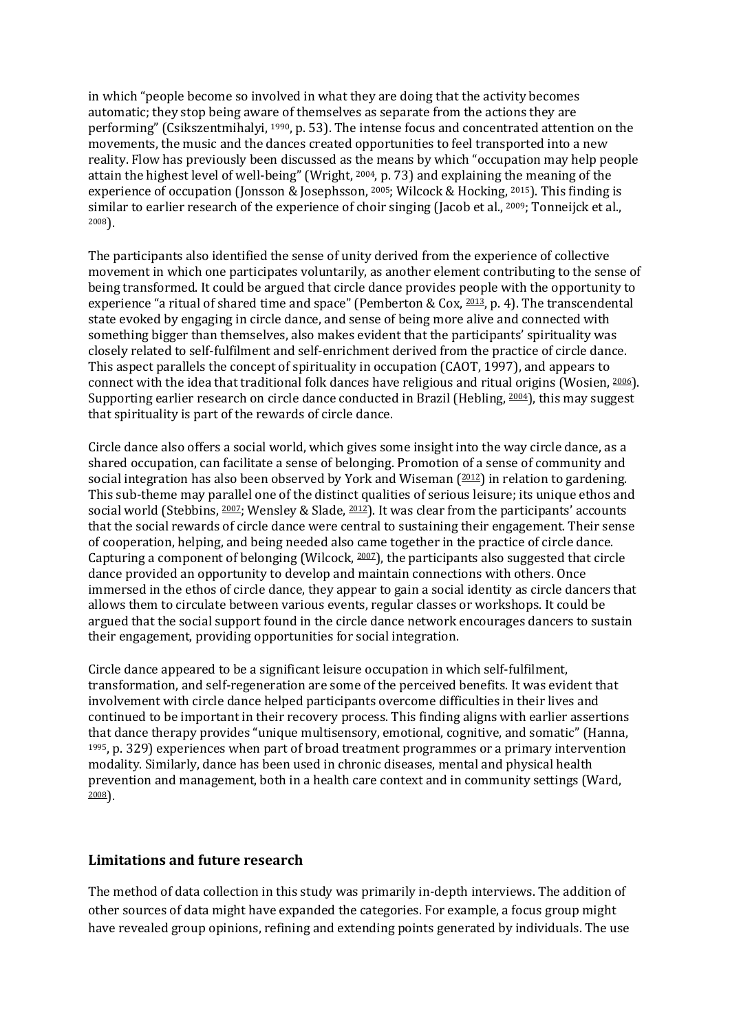in which "people become so involved in what they are doing that the activity becomes automatic; they stop being aware of themselves as separate from the actions they are performing" (Csikszentmihalyi, 1990, p. 53). The intense focus and concentrated attention on the movements, the music and the dances created opportunities to feel transported into a new reality. Flow has previously been discussed as the means by which "occupation may help people attain the highest level of well-being" (Wright, 2004, p. 73) and explaining the meaning of the experience of occupation (Jonsson & Josephsson, 2005; Wilcock & Hocking, 2015). This finding is similar to earlier research of the experience of choir singing (Jacob et al., 2009; Tonneijck et al., 2008).

The participants also identified the sense of unity derived from the experience of collective movement in which one participates voluntarily, as another element contributing to the sense of being transformed. It could be argued that circle dance provides people with the opportunity to experience "a ritual of shared time and space" (Pemberton & Cox, 2013, p. 4). The transcendental state evoked by engaging in circle dance, and sense of being more alive and connected with something bigger than themselves, also makes evident that the participants' spirituality was closely related to self-fulfilment and self-enrichment derived from the practice of circle dance. This aspect parallels the concept of spirituality in occupation (CAOT, 1997), and appears to connect with the idea that traditional folk dances have religious and ritual origins (Wosien, 2006). Supporting earlier research on circle dance conducted in Brazil (Hebling, 2004), this may suggest that spirituality is part of the rewards of circle dance.

Circle dance also offers a social world, which gives some insight into the way circle dance, as a shared occupation, can facilitate a sense of belonging. Promotion of a sense of community and social integration has also been observed by York and Wiseman (2012) in relation to gardening. This sub-theme may parallel one of the distinct qualities of serious leisure; its unique ethos and social world (Stebbins, 2007; Wensley & Slade, 2012). It was clear from the participants' accounts that the social rewards of circle dance were central to sustaining their engagement. Their sense of cooperation, helping, and being needed also came together in the practice of circle dance. Capturing a component of belonging (Wilcock, 2007), the participants also suggested that circle dance provided an opportunity to develop and maintain connections with others. Once immersed in the ethos of circle dance, they appear to gain a social identity as circle dancers that allows them to circulate between various events, regular classes or workshops. It could be argued that the social support found in the circle dance network encourages dancers to sustain their engagement, providing opportunities for social integration.

Circle dance appeared to be a significant leisure occupation in which self-fulfilment, transformation, and self-regeneration are some of the perceived benefits. It was evident that involvement with circle dance helped participants overcome difficulties in their lives and continued to be important in their recovery process. This finding aligns with earlier assertions that dance therapy provides "unique multisensory, emotional, cognitive, and somatic" (Hanna, 1995, p. 329) experiences when part of broad treatment programmes or a primary intervention modality. Similarly, dance has been used in chronic diseases, mental and physical health prevention and management, both in a health care context and in community settings (Ward, 2008).

## Limitations and future research

The method of data collection in this study was primarily in-depth interviews. The addition of other sources of data might have expanded the categories. For example, a focus group might have revealed group opinions, refining and extending points generated by individuals. The use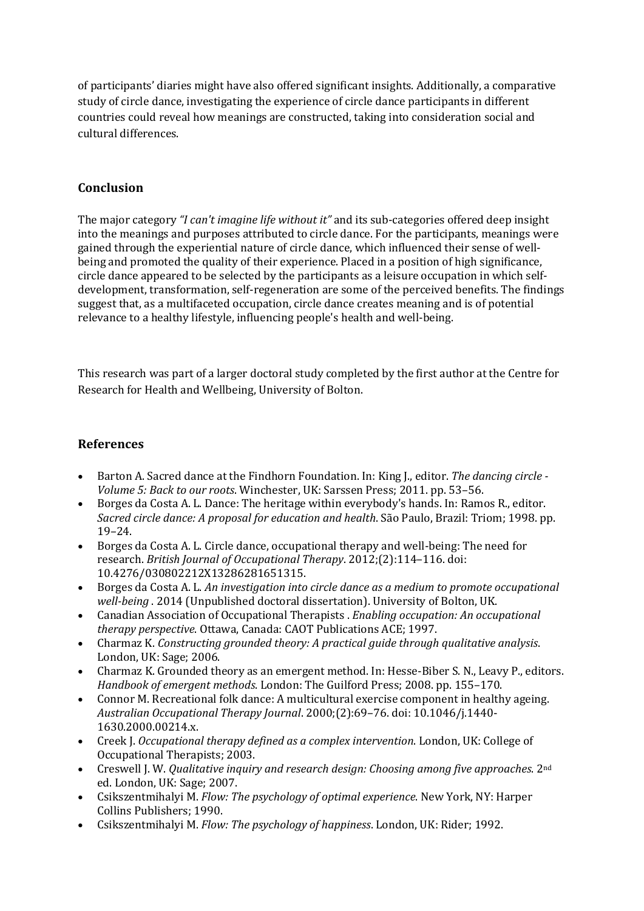of participants' diaries might have also offered significant insights. Additionally, a comparative study of circle dance, investigating the experience of circle dance participants in different countries could reveal how meanings are constructed, taking into consideration social and cultural differences.

## Conclusion

The major category *"I can't imagine life without it"* and its sub-categories offered deep insight into the meanings and purposes attributed to circle dance. For the participants, meanings were gained through the experiential nature of circle dance, which influenced their sense of well-being and promoted the quality of their experience. Placed in a position of high significance, circle dance appeared to be selected by the participants as a leisure occupation in which self-development, transformation, self-regeneration are some of the perceived benefits. The findings suggest that, as a multifaceted occupation, circle dance creates meaning and is of potential relevance to a healthy lifestyle, influencing people's health and well-being.

This research was part of a larger doctoral study completed by the first author at the Centre for Research for Health and Wellbeing, University of Bolton.

## References

- Barton A. Sacred dance at the Findhorn Foundation. In: King J., editor. *The dancing circle - Volume 5: Back to our roots*. Winchester, UK: Sarssen Press; 2011. pp. 53–56.
- Borges da Costa A. L. Dance: The heritage within everybody's hands. In: Ramos R., editor. *Sacred circle dance: A proposal for education and health*. São Paulo, Brazil: Triom; 1998. pp. 19–24.
- Borges da Costa A. L. Circle dance, occupational therapy and well-being: The need for research. *British Journal of Occupational Therapy*. 2012;(2):114–116. doi: 10.4276/030802212X13286281651315.
- Borges da Costa A. L. *An investigation into circle dance as a medium to promote occupational well-being* . 2014 (Unpublished doctoral dissertation). University of Bolton, UK.
- Canadian Association of Occupational Therapists . *Enabling occupation: An occupational therapy perspective*. Ottawa, Canada: CAOT Publications ACE; 1997.
- Charmaz K. *Constructing grounded theory: A practical guide through qualitative analysis*. London, UK: Sage; 2006.
- Charmaz K. Grounded theory as an emergent method. In: Hesse-Biber S. N., Leavy P., editors. *Handbook of emergent methods*. London: The Guilford Press; 2008. pp. 155–170.
- Connor M. Recreational folk dance: A multicultural exercise component in healthy ageing. *Australian Occupational Therapy Journal*. 2000;(2):69–76. doi: 10.1046/j.1440-1630.2000.00214.x.
- Creek J. *Occupational therapy defined as a complex intervention*. London, UK: College of Occupational Therapists; 2003.
- Creswell J. W. *Qualitative inquiry and research design: Choosing among five approaches*. 2nd ed. London, UK: Sage; 2007.
- Csikszentmihalyi M. *Flow: The psychology of optimal experience*. New York, NY: Harper Collins Publishers; 1990.
- Csikszentmihalyi M. *Flow: The psychology of happiness*. London, UK: Rider; 1992.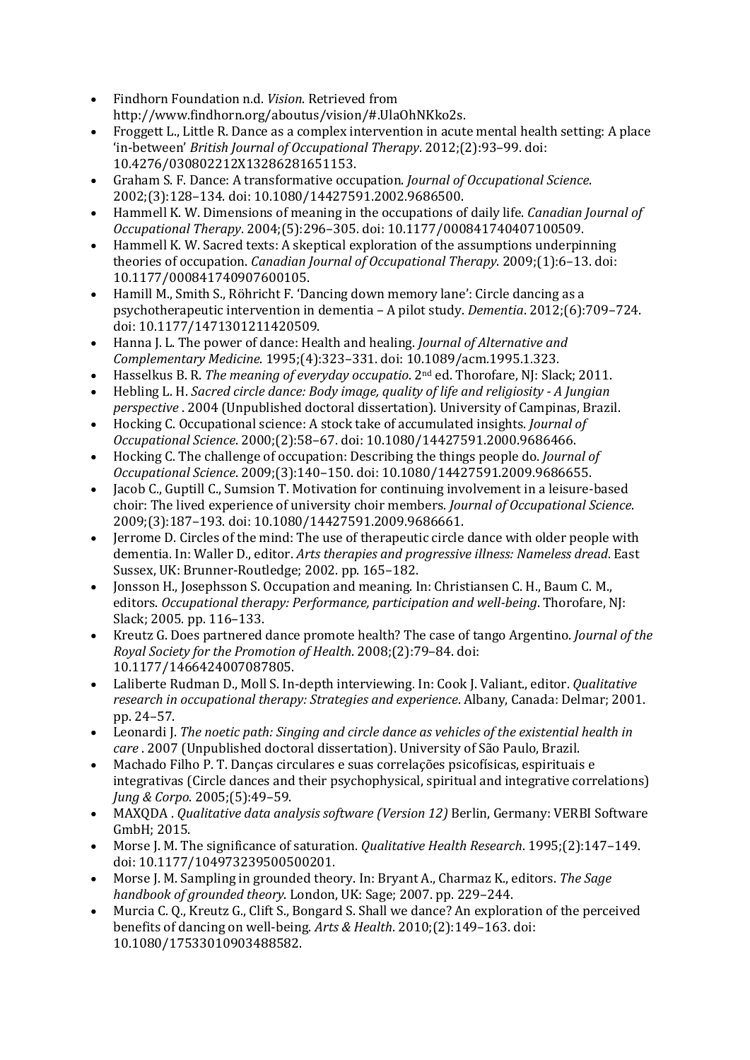- Findhorn Foundation n.d. *Vision*. Retrieved from http://www.findhorn.org/aboutus/vision/#.UlaOhNKko2s.
- Froggett L., Little R. Dance as a complex intervention in acute mental health setting: A place 'in-between' *British Journal of Occupational Therapy*. 2012;(2):93–99. doi: 10.4276/030802212X13286281651153.
- Graham S. F. Dance: A transformative occupation. *Journal of Occupational Science*. 2002;(3):128–134. doi: 10.1080/14427591.2002.9686500.
- Hammell K. W. Dimensions of meaning in the occupations of daily life. *Canadian Journal of Occupational Therapy*. 2004;(5):296–305. doi: 10.1177/000841740407100509.
- Hammell K. W. Sacred texts: A skeptical exploration of the assumptions underpinning theories of occupation. *Canadian Journal of Occupational Therapy*. 2009;(1):6–13. doi: 10.1177/000841740907600105.
- Hamill M., Smith S., Röhricht F. 'Dancing down memory lane': Circle dancing as a psychotherapeutic intervention in dementia – A pilot study. *Dementia*. 2012;(6):709–724. doi: 10.1177/1471301211420509.
- Hanna J. L. The power of dance: Health and healing. *Journal of Alternative and Complementary Medicine*. 1995;(4):323–331. doi: 10.1089/acm.1995.1.323.
- Hasselkus B. R. *The meaning of everyday occupatio*. 2nd ed. Thorofare, NJ: Slack; 2011.
- Hebling L. H. *Sacred circle dance: Body image, quality of life and religiosity - A Jungian perspective* . 2004 (Unpublished doctoral dissertation). University of Campinas, Brazil.
- Hocking C. Occupational science: A stock take of accumulated insights. *Journal of Occupational Science*. 2000;(2):58–67. doi: 10.1080/14427591.2000.9686466.
- Hocking C. The challenge of occupation: Describing the things people do. *Journal of Occupational Science*. 2009;(3):140–150. doi: 10.1080/14427591.2009.9686655.
- Jacob C., Guptill C., Sumsion T. Motivation for continuing involvement in a leisure-based choir: The lived experience of university choir members. *Journal of Occupational Science*. 2009;(3):187–193. doi: 10.1080/14427591.2009.9686661.
- Jerrome D. Circles of the mind: The use of therapeutic circle dance with older people with dementia. In: Waller D., editor. *Arts therapies and progressive illness: Nameless dread*. East Sussex, UK: Brunner-Routledge; 2002. pp. 165–182.
- Jonsson H., Josephsson S. Occupation and meaning. In: Christiansen C. H., Baum C. M., editors. *Occupational therapy: Performance, participation and well-being*. Thorofare, NJ: Slack; 2005. pp. 116–133.
- Kreutz G. Does partnered dance promote health? The case of tango Argentino. *Journal of the Royal Society for the Promotion of Health*. 2008;(2):79–84. doi: 10.1177/1466424007087805.
- Laliberte Rudman D., Moll S. In-depth interviewing. In: Cook J. Valiant., editor. *Qualitative research in occupational therapy: Strategies and experience*. Albany, Canada: Delmar; 2001. pp. 24–57.
- Leonardi J. *The noetic path: Singing and circle dance as vehicles of the existential health in care* . 2007 (Unpublished doctoral dissertation). University of São Paulo, Brazil.
- Machado Filho P. T. Danças circulares e suas correlações psicofísicas, espirituais e integrativas (Circle dances and their psychophysical, spiritual and integrative correlations) *Jung & Corpo*. 2005;(5):49–59.
- MAXQDA . *Qualitative data analysis software (Version 12)* Berlin, Germany: VERBI Software GmbH; 2015.
- Morse J. M. The significance of saturation. *Qualitative Health Research*. 1995;(2):147–149. doi: 10.1177/104973239500500201.
- Morse J. M. Sampling in grounded theory. In: Bryant A., Charmaz K., editors. *The Sage handbook of grounded theory*. London, UK: Sage; 2007. pp. 229–244.
- Murcia C. Q., Kreutz G., Clift S., Bongard S. Shall we dance? An exploration of the perceived benefits of dancing on well-being. *Arts & Health*. 2010;(2):149–163. doi: 10.1080/17533010903488582.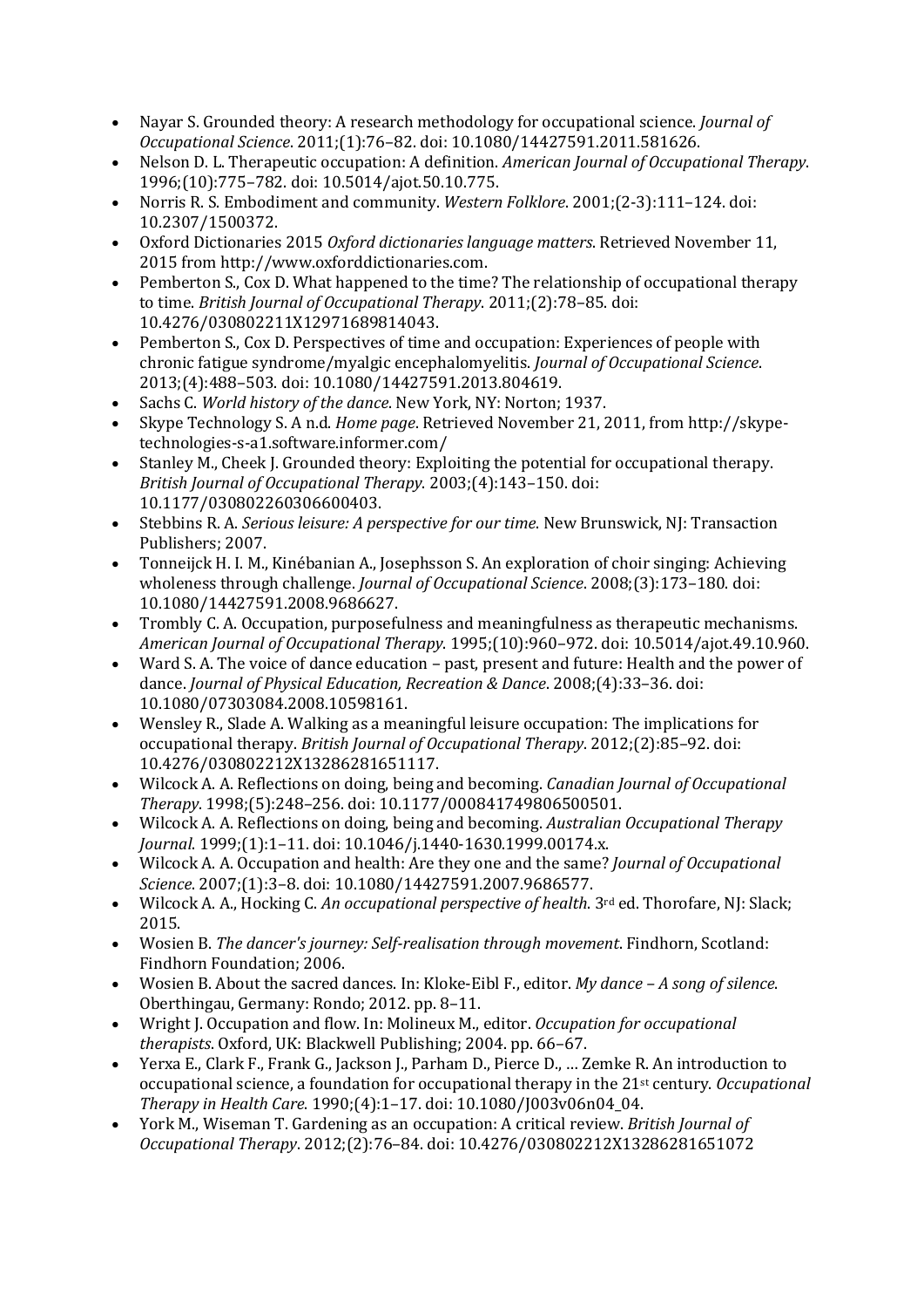- Nayar S. Grounded theory: A research methodology for occupational science. *Journal of Occupational Science*. 2011;(1):76–82. doi: 10.1080/14427591.2011.581626.
- Nelson D. L. Therapeutic occupation: A definition. *American Journal of Occupational Therapy*. 1996;(10):775–782. doi: 10.5014/ajot.50.10.775.
- Norris R. S. Embodiment and community. *Western Folklore*. 2001;(2-3):111–124. doi: 10.2307/1500372.
- Oxford Dictionaries 2015 *Oxford dictionaries language matters*. Retrieved November 11, 2015 from http://www.oxforddictionaries.com.
- Pemberton S., Cox D. What happened to the time? The relationship of occupational therapy to time. *British Journal of Occupational Therapy*. 2011;(2):78–85. doi: 10.4276/030802211X12971689814043.
- Pemberton S., Cox D. Perspectives of time and occupation: Experiences of people with chronic fatigue syndrome/myalgic encephalomyelitis. *Journal of Occupational Science*. 2013;(4):488–503. doi: 10.1080/14427591.2013.804619.
- Sachs C. *World history of the dance*. New York, NY: Norton; 1937.
- Skype Technology S. A n.d. *Home page*. Retrieved November 21, 2011, from http://skype-technologies-s-a1.software.informer.com/
- Stanley M., Cheek J. Grounded theory: Exploiting the potential for occupational therapy. *British Journal of Occupational Therapy*. 2003;(4):143–150. doi: 10.1177/030802260306600403.
- Stebbins R. A. *Serious leisure: A perspective for our time*. New Brunswick, NJ: Transaction Publishers; 2007.
- Tonneijck H. I. M., Kinébanian A., Josephsson S. An exploration of choir singing: Achieving wholeness through challenge. *Journal of Occupational Science*. 2008;(3):173–180. doi: 10.1080/14427591.2008.9686627.
- Trombly C. A. Occupation, purposefulness and meaningfulness as therapeutic mechanisms. *American Journal of Occupational Therapy*. 1995;(10):960–972. doi: 10.5014/ajot.49.10.960.
- Ward S. A. The voice of dance education – past, present and future: Health and the power of dance. *Journal of Physical Education, Recreation & Dance*. 2008;(4):33–36. doi: 10.1080/07303084.2008.10598161.
- Wensley R., Slade A. Walking as a meaningful leisure occupation: The implications for occupational therapy. *British Journal of Occupational Therapy*. 2012;(2):85–92. doi: 10.4276/030802212X13286281651117.
- Wilcock A. A. Reflections on doing, being and becoming. *Canadian Journal of Occupational Therapy*. 1998;(5):248–256. doi: 10.1177/000841749806500501.
- Wilcock A. A. Reflections on doing, being and becoming. *Australian Occupational Therapy Journal*. 1999;(1):1–11. doi: 10.1046/j.1440-1630.1999.00174.x.
- Wilcock A. A. Occupation and health: Are they one and the same? *Journal of Occupational Science*. 2007;(1):3–8. doi: 10.1080/14427591.2007.9686577.
- Wilcock A. A., Hocking C. *An occupational perspective of health*. 3rd ed. Thorofare, NJ: Slack; 2015.
- Wosien B. *The dancer's journey: Self-realisation through movement*. Findhorn, Scotland: Findhorn Foundation; 2006.
- Wosien B. About the sacred dances. In: Kloke-Eibl F., editor. *My dance – A song of silence*. Oberthingau, Germany: Rondo; 2012. pp. 8–11.
- Wright J. Occupation and flow. In: Molineux M., editor. *Occupation for occupational therapists*. Oxford, UK: Blackwell Publishing; 2004. pp. 66–67.
- Yerxa E., Clark F., Frank G., Jackson J., Parham D., Pierce D., … Zemke R. An introduction to occupational science, a foundation for occupational therapy in the 21st century. *Occupational Therapy in Health Care*. 1990;(4):1–17. doi: 10.1080/J003v06n04_04.
- York M., Wiseman T. Gardening as an occupation: A critical review. *British Journal of Occupational Therapy*. 2012;(2):76–84. doi: 10.4276/030802212X13286281651072